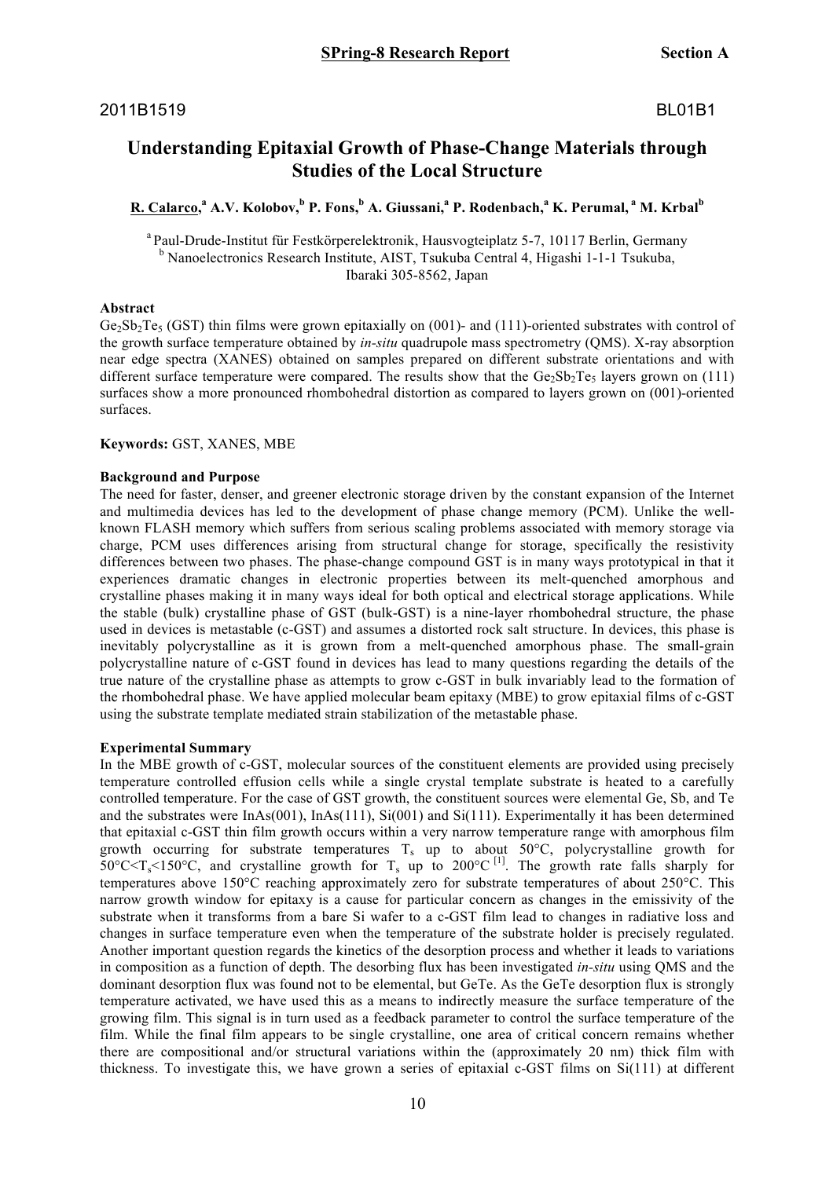2011B1519 BL01B1

# Understanding Epitaxial Growth of Phase-Change Materials through Studies of the Local Structure

**R. Calarco**[a] **A.V. Kolobov**[b] **P. Fons**[b] **A. Giussani**[a] **P. Rodenbach**[a] **K. Perumal**[a] **M. Krbal**[b]

[a] Paul-Drude-Institut für Festkörperelektronik, Hausvogteiplatz 5-7, 10117 Berlin, Germany
[b] Nanoelectronics Research Institute, AIST, Tsukuba Central 4, Higashi 1-1-1 Tsukuba, Ibaraki 305-8562, Japan

**Abstract**

$Ge_2Sb_2Te_5$ (GST) thin films were grown epitaxially on (001)- and (111)-oriented substrates with control of the growth surface temperature obtained by *in-situ* quadrupole mass spectrometry (QMS). X-ray absorption near edge spectra (XANES) obtained on samples prepared on different substrate orientations and with different surface temperature were compared. The results show that the $Ge_2Sb_2Te_5$ layers grown on (111) surfaces show a more pronounced rhombohedral distortion as compared to layers grown on (001)-oriented surfaces.

**Keywords:** GST, XANES, MBE

**Background and Purpose**

The need for faster, denser, and greener electronic storage driven by the constant expansion of the Internet and multimedia devices has led to the development of phase change memory (PCM). Unlike the well-known FLASH memory which suffers from serious scaling problems associated with memory storage via charge, PCM uses differences arising from structural change for storage, specifically the resistivity differences between two phases. The phase-change compound GST is in many ways prototypical in that it experiences dramatic changes in electronic properties between its melt-quenched amorphous and crystalline phases making it in many ways ideal for both optical and electrical storage applications. While the stable (bulk) crystalline phase of GST (bulk-GST) is a nine-layer rhombohedral structure, the phase used in devices is metastable (c-GST) and assumes a distorted rock salt structure. In devices, this phase is inevitably polycrystalline as it is grown from a melt-quenched amorphous phase. The small-grain polycrystalline nature of c-GST found in devices has lead to many questions regarding the details of the true nature of the crystalline phase as attempts to grow c-GST in bulk invariably lead to the formation of the rhombohedral phase. We have applied molecular beam epitaxy (MBE) to grow epitaxial films of c-GST using the substrate template mediated strain stabilization of the metastable phase.

**Experimental Summary**

In the MBE growth of c-GST, molecular sources of the constituent elements are provided using precisely temperature controlled effusion cells while a single crystal template substrate is heated to a carefully controlled temperature. For the case of GST growth, the constituent sources were elemental Ge, Sb, and Te and the substrates were InAs(001), InAs(111), Si(001) and Si(111). Experimentally it has been determined that epitaxial c-GST thin film growth occurs within a very narrow temperature range with amorphous film growth occurring for substrate temperatures $T_s$ up to about 50°C, polycrystalline growth for $50°C<T_s<150°C$, and crystalline growth for $T_s$ up to 200°C [1]. The growth rate falls sharply for temperatures above 150°C reaching approximately zero for substrate temperatures of about 250°C. This narrow growth window for epitaxy is a cause for particular concern as changes in the emissivity of the substrate when it transforms from a bare Si wafer to a c-GST film lead to changes in radiative loss and changes in surface temperature even when the temperature of the substrate holder is precisely regulated. Another important question regards the kinetics of the desorption process and whether it leads to variations in composition as a function of depth. The desorbing flux has been investigated *in-situ* using QMS and the dominant desorption flux was found not to be elemental, but GeTe. As the GeTe desorption flux is strongly temperature activated, we have used this as a means to indirectly measure the surface temperature of the growing film. This signal is in turn used as a feedback parameter to control the surface temperature of the film. While the final film appears to be single crystalline, one area of critical concern remains whether there are compositional and/or structural variations within the (approximately 20 nm) thick film with thickness. To investigate this, we have grown a series of epitaxial c-GST films on Si(111) at different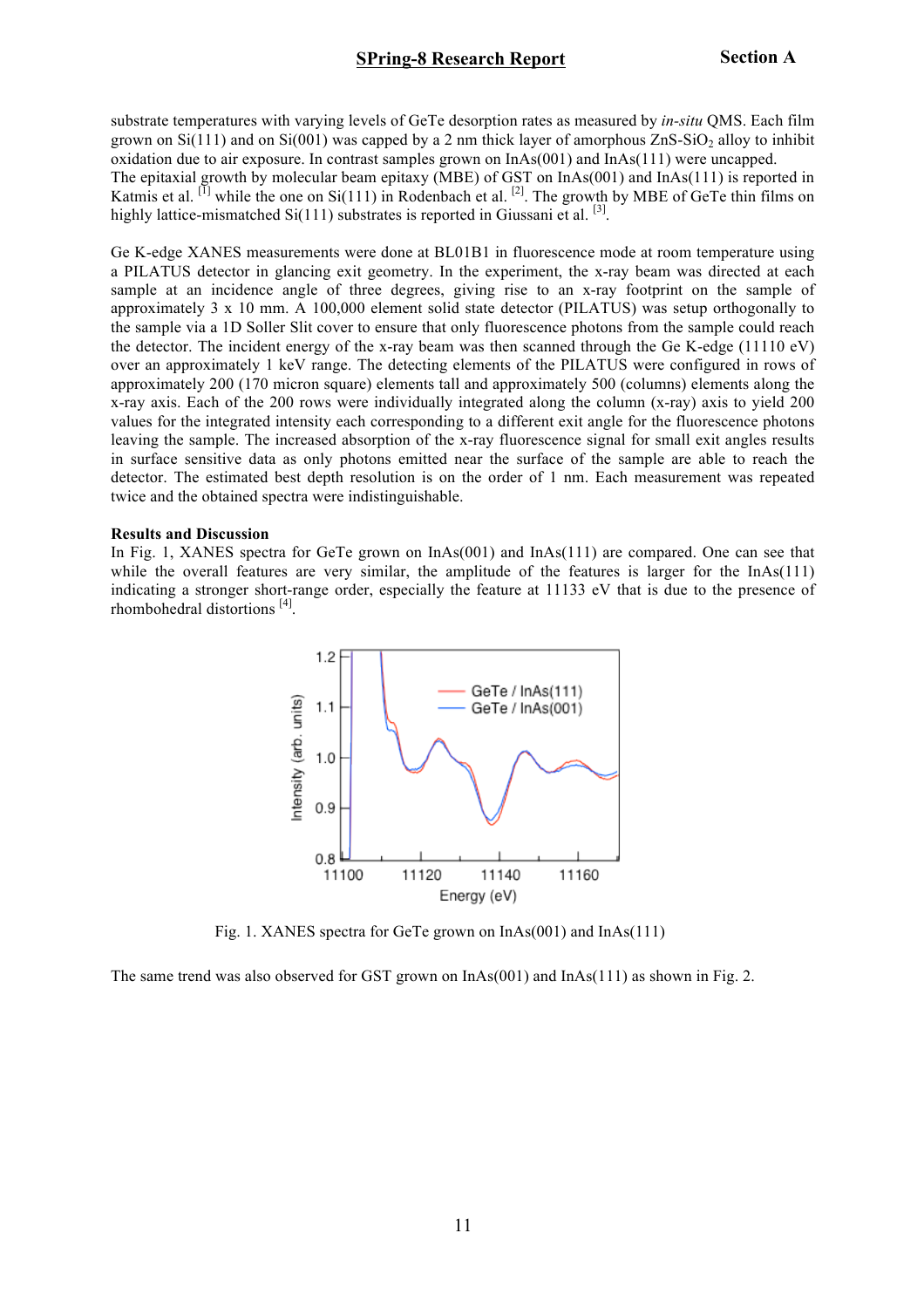substrate temperatures with varying levels of GeTe desorption rates as measured by *in-situ* QMS. Each film grown on Si(111) and on Si(001) was capped by a 2 nm thick layer of amorphous $ZnS\text{-}SiO_2$ alloy to inhibit oxidation due to air exposure. In contrast samples grown on InAs(001) and InAs(111) were uncapped.
The epitaxial growth by molecular beam epitaxy (MBE) of GST on InAs(001) and InAs(111) is reported in Katmis et al. [1] while the one on Si(111) in Rodenbach et al. [2]. The growth by MBE of GeTe thin films on highly lattice-mismatched Si(111) substrates is reported in Giussani et al. [3].

Ge K-edge XANES measurements were done at BL01B1 in fluorescence mode at room temperature using a PILATUS detector in glancing exit geometry. In the experiment, the x-ray beam was directed at each sample at an incidence angle of three degrees, giving rise to an x-ray footprint on the sample of approximately 3 x 10 mm. A 100,000 element solid state detector (PILATUS) was setup orthogonally to the sample via a 1D Soller Slit cover to ensure that only fluorescence photons from the sample could reach the detector. The incident energy of the x-ray beam was then scanned through the Ge K-edge (11110 eV) over an approximately 1 keV range. The detecting elements of the PILATUS were configured in rows of approximately 200 (170 micron square) elements tall and approximately 500 (columns) elements along the x-ray axis. Each of the 200 rows were individually integrated along the column (x-ray) axis to yield 200 values for the integrated intensity each corresponding to a different exit angle for the fluorescence photons leaving the sample. The increased absorption of the x-ray fluorescence signal for small exit angles results in surface sensitive data as only photons emitted near the surface of the sample are able to reach the detector. The estimated best depth resolution is on the order of 1 nm. Each measurement was repeated twice and the obtained spectra were indistinguishable.

### Results and Discussion

In Fig. 1, XANES spectra for GeTe grown on InAs(001) and InAs(111) are compared. One can see that while the overall features are very similar, the amplitude of the features is larger for the InAs(111) indicating a stronger short-range order, especially the feature at 11133 eV that is due to the presence of rhombohedral distortions [4].

Fig. 1. XANES spectra for GeTe grown on InAs(001) and InAs(111)

The same trend was also observed for GST grown on InAs(001) and InAs(111) as shown in Fig. 2.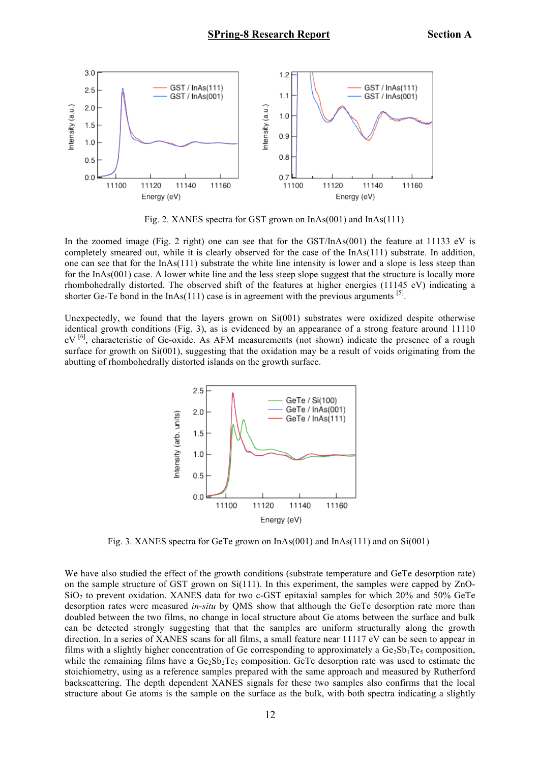Fig. 2. XANES spectra for GST grown on InAs(001) and InAs(111)

In the zoomed image (Fig. 2 right) one can see that for the GST/InAs(001) the feature at 11133 eV is completely smeared out, while it is clearly observed for the case of the InAs(111) substrate. In addition, one can see that for the InAs(111) substrate the white line intensity is lower and a slope is less steep than for the InAs(001) case. A lower white line and the less steep slope suggest that the structure is locally more rhombohedrally distorted. The observed shift of the features at higher energies (11145 eV) indicating a shorter Ge-Te bond in the InAs(111) case is in agreement with the previous arguments [5].

Unexpectedly, we found that the layers grown on Si(001) substrates were oxidized despite otherwise identical growth conditions (Fig. 3), as is evidenced by an appearance of a strong feature around 11110 eV [6], characteristic of Ge-oxide. As AFM measurements (not shown) indicate the presence of a rough surface for growth on Si(001), suggesting that the oxidation may be a result of voids originating from the abutting of rhombohedrally distorted islands on the growth surface.

Fig. 3. XANES spectra for GeTe grown on InAs(001) and InAs(111) and on Si(001)

We have also studied the effect of the growth conditions (substrate temperature and GeTe desorption rate) on the sample structure of GST grown on Si(111). In this experiment, the samples were capped by ZnO-$SiO_2$ to prevent oxidation. XANES data for two c-GST epitaxial samples for which 20% and 50% GeTe desorption rates were measured *in-situ* by QMS show that although the GeTe desorption rate more than doubled between the two films, no change in local structure about Ge atoms between the surface and bulk can be detected strongly suggesting that that the samples are uniform structurally along the growth direction. In a series of XANES scans for all films, a small feature near 11117 eV can be seen to appear in films with a slightly higher concentration of Ge corresponding to approximately a $Ge_2Sb_1Te_5$ composition, while the remaining films have a $Ge_2Sb_2Te_5$ composition. GeTe desorption rate was used to estimate the stoichiometry, using as a reference samples prepared with the same approach and measured by Rutherford backscattering. The depth dependent XANES signals for these two samples also confirms that the local structure about Ge atoms is the sample on the surface as the bulk, with both spectra indicating a slightly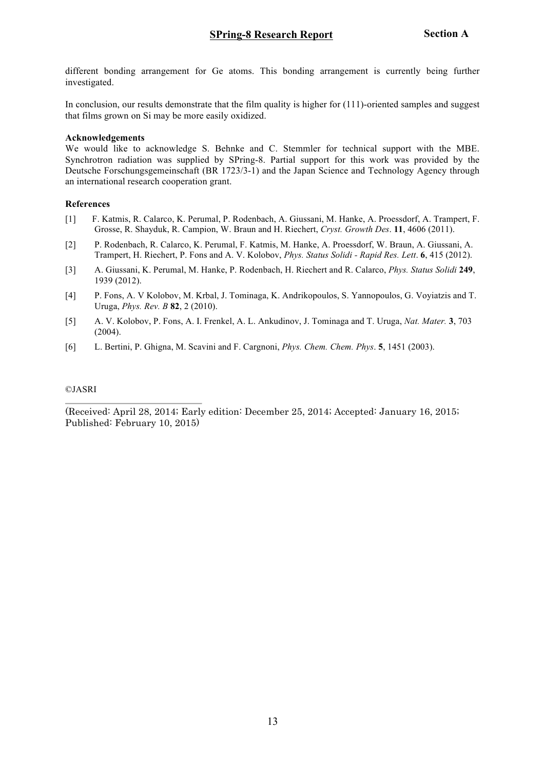different bonding arrangement for Ge atoms. This bonding arrangement is currently being further investigated.

In conclusion, our results demonstrate that the film quality is higher for (111)-oriented samples and suggest that films grown on Si may be more easily oxidized.

**Acknowledgements**

We would like to acknowledge S. Behnke and C. Stemmler for technical support with the MBE. Synchrotron radiation was supplied by SPring-8. Partial support for this work was provided by the Deutsche Forschungsgemeinschaft (BR 1723/3-1) and the Japan Science and Technology Agency through an international research cooperation grant.

**References**

[1] F. Katmis, R. Calarco, K. Perumal, P. Rodenbach, A. Giussani, M. Hanke, A. Proessdorf, A. Trampert, F. Grosse, R. Shayduk, R. Campion, W. Braun and H. Riechert, *Cryst. Growth Des*. **11**, 4606 (2011).

[2] P. Rodenbach, R. Calarco, K. Perumal, F. Katmis, M. Hanke, A. Proessdorf, W. Braun, A. Giussani, A. Trampert, H. Riechert, P. Fons and A. V. Kolobov, *Phys. Status Solidi - Rapid Res. Lett*. **6**, 415 (2012).

[3] A. Giussani, K. Perumal, M. Hanke, P. Rodenbach, H. Riechert and R. Calarco, *Phys. Status Solidi* **249**, 1939 (2012).

[4] P. Fons, A. V Kolobov, M. Krbal, J. Tominaga, K. Andrikopoulos, S. Yannopoulos, G. Voyiatzis and T. Uruga, *Phys. Rev. B* **82**, 2 (2010).

[5] A. V. Kolobov, P. Fons, A. I. Frenkel, A. L. Ankudinov, J. Tominaga and T. Uruga, *Nat. Mater.* **3**, 703 (2004).

[6] L. Bertini, P. Ghigna, M. Scavini and F. Cargnoni, *Phys. Chem. Chem. Phys*. **5**, 1451 (2003).

©JASRI

(Received: April 28, 2014; Early edition: December 25, 2014; Accepted: January 16, 2015; Published: February 10, 2015)